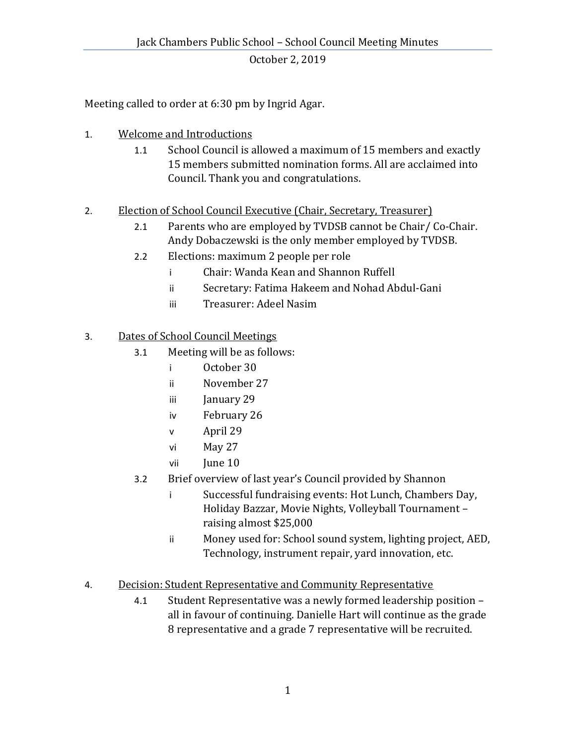# Jack Chambers Public School – School Council Meeting Minutes

October 2, 2019

Meeting called to order at 6:30 pm by Ingrid Agar.

1. Welcome and Introductions
   - 1.1 School Council is allowed a maximum of 15 members and exactly 15 members submitted nomination forms. All are acclaimed into Council. Thank you and congratulations.

2. Election of School Council Executive (Chair, Secretary, Treasurer)
   - 2.1 Parents who are employed by TVDSB cannot be Chair/ Co-Chair. Andy Dobaczewski is the only member employed by TVDSB.
   - 2.2 Elections: maximum 2 people per role
     - i Chair: Wanda Kean and Shannon Ruffell
     - ii Secretary: Fatima Hakeem and Nohad Abdul-Gani
     - iii Treasurer: Adeel Nasim

3. Dates of School Council Meetings
   - 3.1 Meeting will be as follows:
     - i October 30
     - ii November 27
     - iii January 29
     - iv February 26
     - v April 29
     - vi May 27
     - vii June 10
   - 3.2 Brief overview of last year's Council provided by Shannon
     - i Successful fundraising events: Hot Lunch, Chambers Day, Holiday Bazzar, Movie Nights, Volleyball Tournament – raising almost $25,000
     - ii Money used for: School sound system, lighting project, AED, Technology, instrument repair, yard innovation, etc.

4. Decision: Student Representative and Community Representative
   - 4.1 Student Representative was a newly formed leadership position – all in favour of continuing. Danielle Hart will continue as the grade 8 representative and a grade 7 representative will be recruited.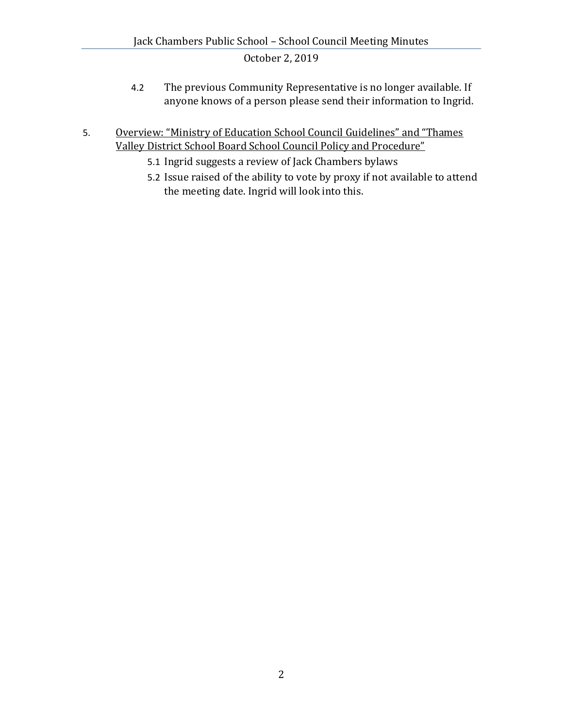4.2 The previous Community Representative is no longer available. If anyone knows of a person please send their information to Ingrid.

5. <u>Overview: "Ministry of Education School Council Guidelines" and "Thames Valley District School Board School Council Policy and Procedure"</u>

   5.1 Ingrid suggests a review of Jack Chambers bylaws

   5.2 Issue raised of the ability to vote by proxy if not available to attend the meeting date. Ingrid will look into this.